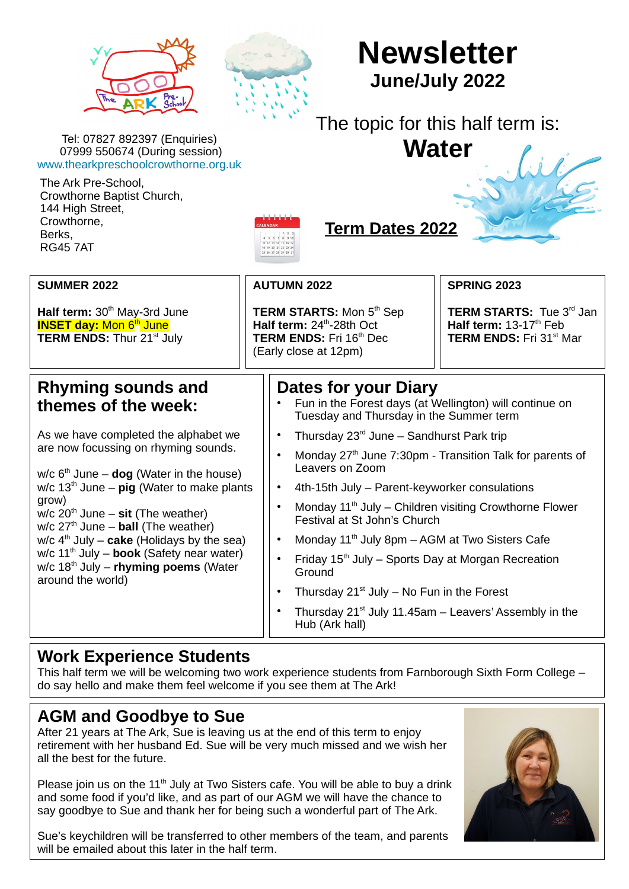# Newsletter

## June/July 2022

Tel: 07827 892397 (Enquiries)
07999 550674 (During session)
www.thearkpreschoolcrowthorne.org.uk

The Ark Pre-School,
Crowthorne Baptist Church,
144 High Street,
Crowthorne,
Berks,
RG45 7AT

The topic for this half term is:

# Water

## Term Dates 2022

| SUMMER 2022 | AUTUMN 2022 | SPRING 2023 |
|---|---|---|
| **Half term:** 30th May-3rd June<br>**INSET day:** Mon 6th June<br>**TERM ENDS:** Thur 21st July | **TERM STARTS:** Mon 5th Sep<br>**Half term:** 24th-28th Oct<br>**TERM ENDS:** Fri 16th Dec<br>(Early close at 12pm) | **TERM STARTS:** Tue 3rd Jan<br>**Half term:** 13-17th Feb<br>**TERM ENDS:** Fri 31st Mar |

## Rhyming sounds and themes of the week:

As we have completed the alphabet we are now focussing on rhyming sounds.

w/c 6th June – **dog** (Water in the house)
w/c 13th June – **pig** (Water to make plants grow)
w/c 20th June – **sit** (The weather)
w/c 27th June – **ball** (The weather)
w/c 4th July – **cake** (Holidays by the sea)
w/c 11th July – **book** (Safety near water)
w/c 18th July – **rhyming poems** (Water around the world)

## Dates for your Diary

- Fun in the Forest days (at Wellington) will continue on Tuesday and Thursday in the Summer term
- Thursday 23rd June – Sandhurst Park trip
- Monday 27th June 7:30pm - Transition Talk for parents of Leavers on Zoom
- 4th-15th July – Parent-keyworker consulations
- Monday 11th July – Children visiting Crowthorne Flower Festival at St John's Church
- Monday 11th July 8pm – AGM at Two Sisters Cafe
- Friday 15th July – Sports Day at Morgan Recreation Ground
- Thursday 21st July – No Fun in the Forest
- Thursday 21st July 11.45am – Leavers' Assembly in the Hub (Ark hall)

## Work Experience Students

This half term we will be welcoming two work experience students from Farnborough Sixth Form College – do say hello and make them feel welcome if you see them at The Ark!

## AGM and Goodbye to Sue

After 21 years at The Ark, Sue is leaving us at the end of this term to enjoy retirement with her husband Ed. Sue will be very much missed and we wish her all the best for the future.

Please join us on the 11th July at Two Sisters cafe. You will be able to buy a drink and some food if you'd like, and as part of our AGM we will have the chance to say goodbye to Sue and thank her for being such a wonderful part of The Ark.

Sue's keychildren will be transferred to other members of the team, and parents will be emailed about this later in the half term.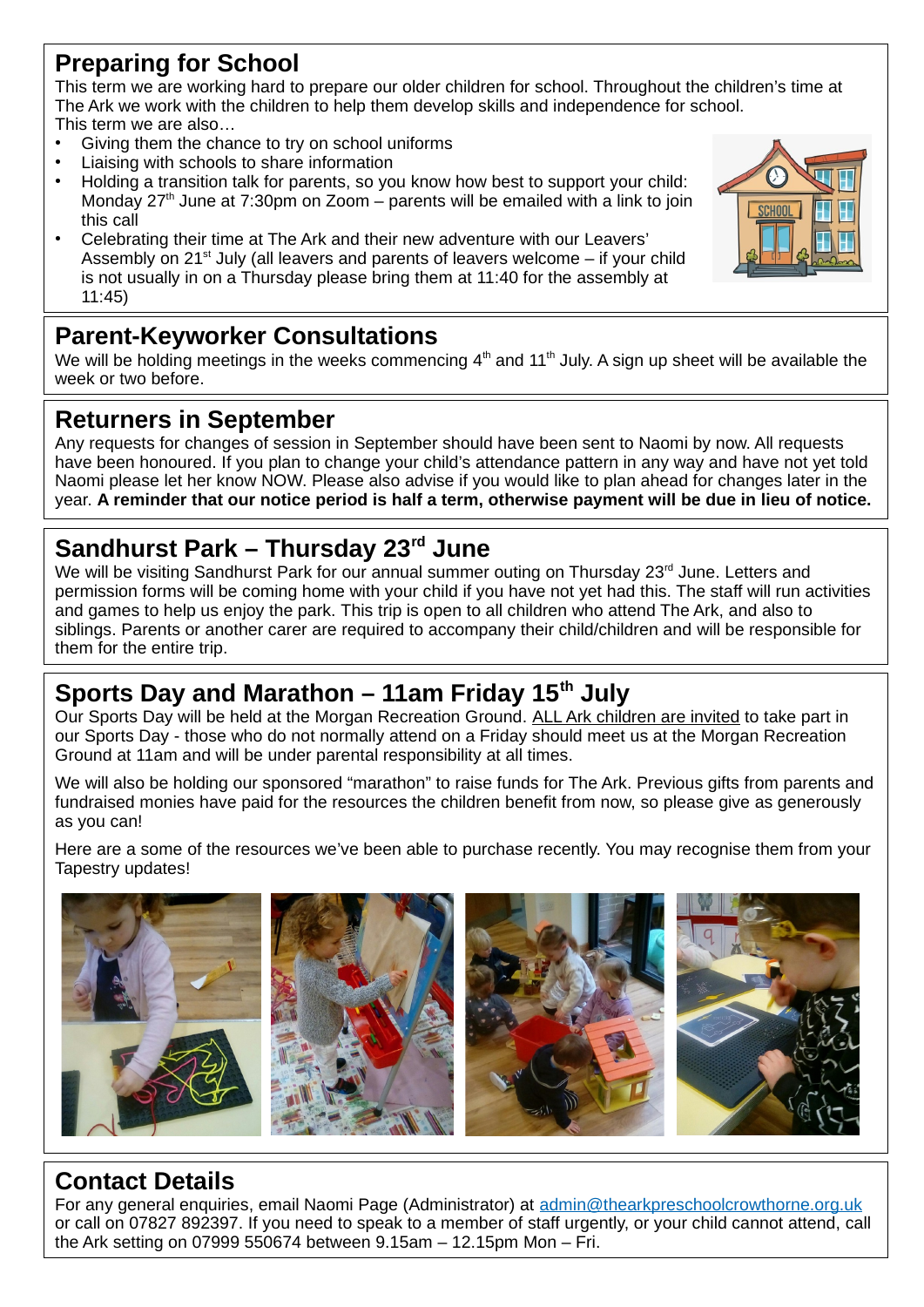## Preparing for School

This term we are working hard to prepare our older children for school. Throughout the children's time at The Ark we work with the children to help them develop skills and independence for school.
This term we are also…

- Giving them the chance to try on school uniforms
- Liaising with schools to share information
- Holding a transition talk for parents, so you know how best to support your child: Monday 27th June at 7:30pm on Zoom – parents will be emailed with a link to join this call
- Celebrating their time at The Ark and their new adventure with our Leavers' Assembly on 21st July (all leavers and parents of leavers welcome – if your child is not usually in on a Thursday please bring them at 11:40 for the assembly at 11:45)

## Parent-Keyworker Consultations

We will be holding meetings in the weeks commencing 4th and 11th July. A sign up sheet will be available the week or two before.

## Returners in September

Any requests for changes of session in September should have been sent to Naomi by now. All requests have been honoured. If you plan to change your child's attendance pattern in any way and have not yet told Naomi please let her know NOW. Please also advise if you would like to plan ahead for changes later in the year. **A reminder that our notice period is half a term, otherwise payment will be due in lieu of notice.**

## Sandhurst Park – Thursday 23rd June

We will be visiting Sandhurst Park for our annual summer outing on Thursday 23rd June. Letters and permission forms will be coming home with your child if you have not yet had this. The staff will run activities and games to help us enjoy the park. This trip is open to all children who attend The Ark, and also to siblings. Parents or another carer are required to accompany their child/children and will be responsible for them for the entire trip.

## Sports Day and Marathon – 11am Friday 15th July

Our Sports Day will be held at the Morgan Recreation Ground. ALL Ark children are invited to take part in our Sports Day - those who do not normally attend on a Friday should meet us at the Morgan Recreation Ground at 11am and will be under parental responsibility at all times.

We will also be holding our sponsored "marathon" to raise funds for The Ark. Previous gifts from parents and fundraised monies have paid for the resources the children benefit from now, so please give as generously as you can!

Here are a some of the resources we've been able to purchase recently. You may recognise them from your Tapestry updates!

## Contact Details

For any general enquiries, email Naomi Page (Administrator) at admin@thearkpreschoolcrowthorne.org.uk or call on 07827 892397. If you need to speak to a member of staff urgently, or your child cannot attend, call the Ark setting on 07999 550674 between 9.15am – 12.15pm Mon – Fri.